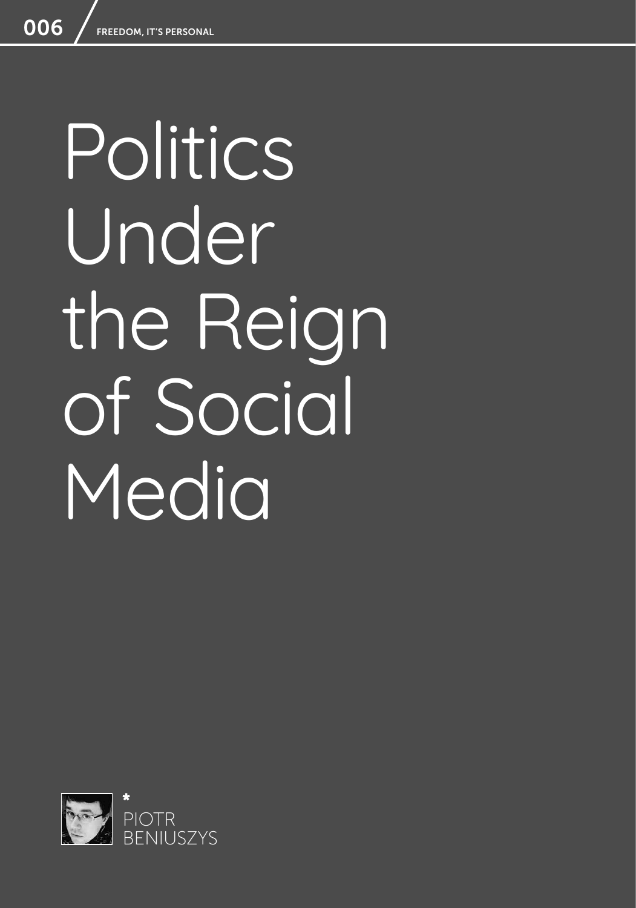# Politics Under the Reign of Social Media

*
PIOTR BENIUSZYS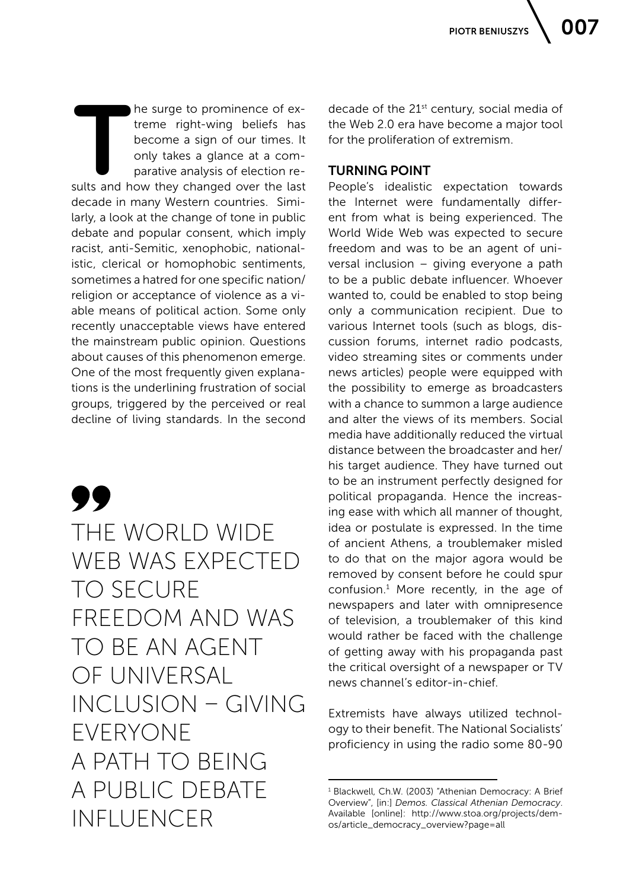The surge to prominence of extreme right-wing beliefs has become a sign of our times. It only takes a glance at a comparative analysis of election results and how they changed over the last decade in many Western countries. Similarly, a look at the change of tone in public debate and popular consent, which imply racist, anti-Semitic, xenophobic, nationalistic, clerical or homophobic sentiments, sometimes a hatred for one specific nation/religion or acceptance of violence as a viable means of political action. Some only recently unacceptable views have entered the mainstream public opinion. Questions about causes of this phenomenon emerge. One of the most frequently given explanations is the underlining frustration of social groups, triggered by the perceived or real decline of living standards. In the second decade of the 21st century, social media of the Web 2.0 era have become a major tool for the proliferation of extremism.

> THE WORLD WIDE WEB WAS EXPECTED TO SECURE FREEDOM AND WAS TO BE AN AGENT OF UNIVERSAL INCLUSION – GIVING EVERYONE A PATH TO BEING A PUBLIC DEBATE INFLUENCER

## TURNING POINT

People's idealistic expectation towards the Internet were fundamentally different from what is being experienced. The World Wide Web was expected to secure freedom and was to be an agent of universal inclusion – giving everyone a path to be a public debate influencer. Whoever wanted to, could be enabled to stop being only a communication recipient. Due to various Internet tools (such as blogs, discussion forums, internet radio podcasts, video streaming sites or comments under news articles) people were equipped with the possibility to emerge as broadcasters with a chance to summon a large audience and alter the views of its members. Social media have additionally reduced the virtual distance between the broadcaster and her/his target audience. They have turned out to be an instrument perfectly designed for political propaganda. Hence the increasing ease with which all manner of thought, idea or postulate is expressed. In the time of ancient Athens, a troublemaker misled to do that on the major agora would be removed by consent before he could spur confusion.[1] More recently, in the age of newspapers and later with omnipresence of television, a troublemaker of this kind would rather be faced with the challenge of getting away with his propaganda past the critical oversight of a newspaper or TV news channel's editor-in-chief.

Extremists have always utilized technology to their benefit. The National Socialists' proficiency in using the radio some 80-90

[1] Blackwell, Ch.W. (2003) "Athenian Democracy: A Brief Overview", [in:] *Demos. Classical Athenian Democracy*. Available [online]: http://www.stoa.org/projects/demos/article_democracy_overview?page=all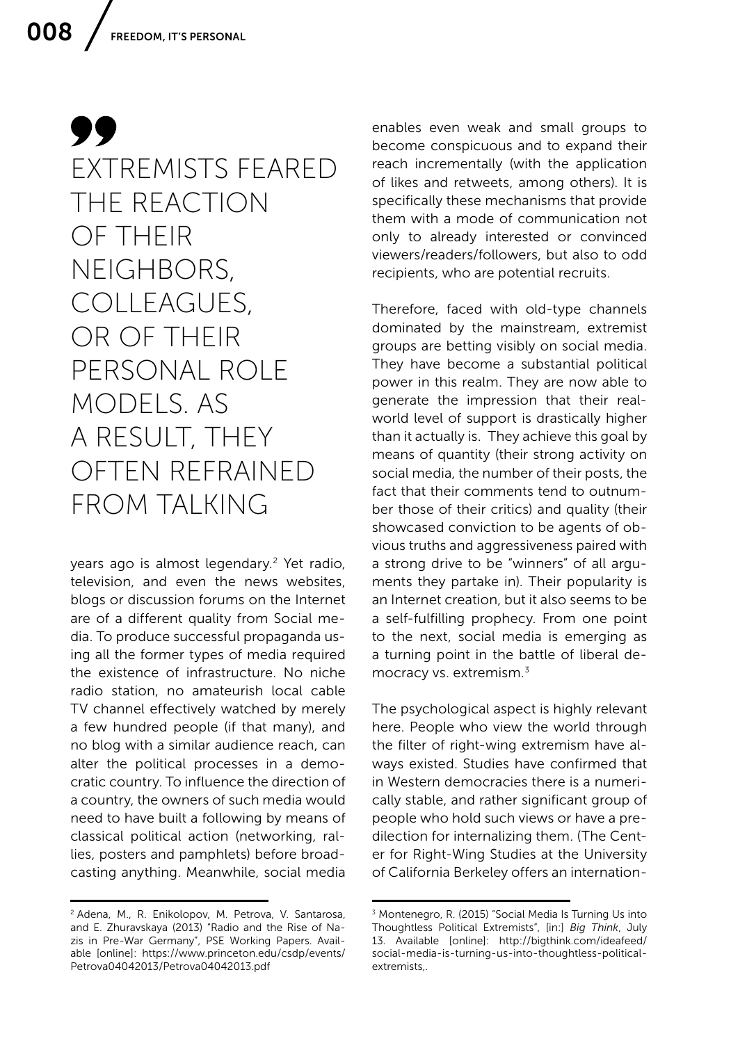> EXTREMISTS FEARED THE REACTION OF THEIR NEIGHBORS, COLLEAGUES, OR OF THEIR PERSONAL ROLE MODELS. AS A RESULT, THEY OFTEN REFRAINED FROM TALKING

years ago is almost legendary.[2] Yet radio, television, and even the news websites, blogs or discussion forums on the Internet are of a different quality from Social media. To produce successful propaganda using all the former types of media required the existence of infrastructure. No niche radio station, no amateurish local cable TV channel effectively watched by merely a few hundred people (if that many), and no blog with a similar audience reach, can alter the political processes in a democratic country. To influence the direction of a country, the owners of such media would need to have built a following by means of classical political action (networking, rallies, posters and pamphlets) before broadcasting anything. Meanwhile, social media enables even weak and small groups to become conspicuous and to expand their reach incrementally (with the application of likes and retweets, among others). It is specifically these mechanisms that provide them with a mode of communication not only to already interested or convinced viewers/readers/followers, but also to odd recipients, who are potential recruits.

Therefore, faced with old-type channels dominated by the mainstream, extremist groups are betting visibly on social media. They have become a substantial political power in this realm. They are now able to generate the impression that their real-world level of support is drastically higher than it actually is. They achieve this goal by means of quantity (their strong activity on social media, the number of their posts, the fact that their comments tend to outnumber those of their critics) and quality (their showcased conviction to be agents of obvious truths and aggressiveness paired with a strong drive to be "winners" of all arguments they partake in). Their popularity is an Internet creation, but it also seems to be a self-fulfilling prophecy. From one point to the next, social media is emerging as a turning point in the battle of liberal democracy vs. extremism.[3]

The psychological aspect is highly relevant here. People who view the world through the filter of right-wing extremism have always existed. Studies have confirmed that in Western democracies there is a numerically stable, and rather significant group of people who hold such views or have a predilection for internalizing them. (The Center for Right-Wing Studies at the University of California Berkeley offers an internation-

---

[2] Adena, M., R. Enikolopov, M. Petrova, V. Santarosa, and E. Zhuravskaya (2013) "Radio and the Rise of Nazis in Pre-War Germany", PSE Working Papers. Available [online]: https://www.princeton.edu/csdp/events/Petrova04042013/Petrova04042013.pdf

[3] Montenegro, R. (2015) "Social Media Is Turning Us into Thoughtless Political Extremists", [in:] *Big Think*, July 13. Available [online]: http://bigthink.com/ideafeed/social-media-is-turning-us-into-thoughtless-political-extremists,.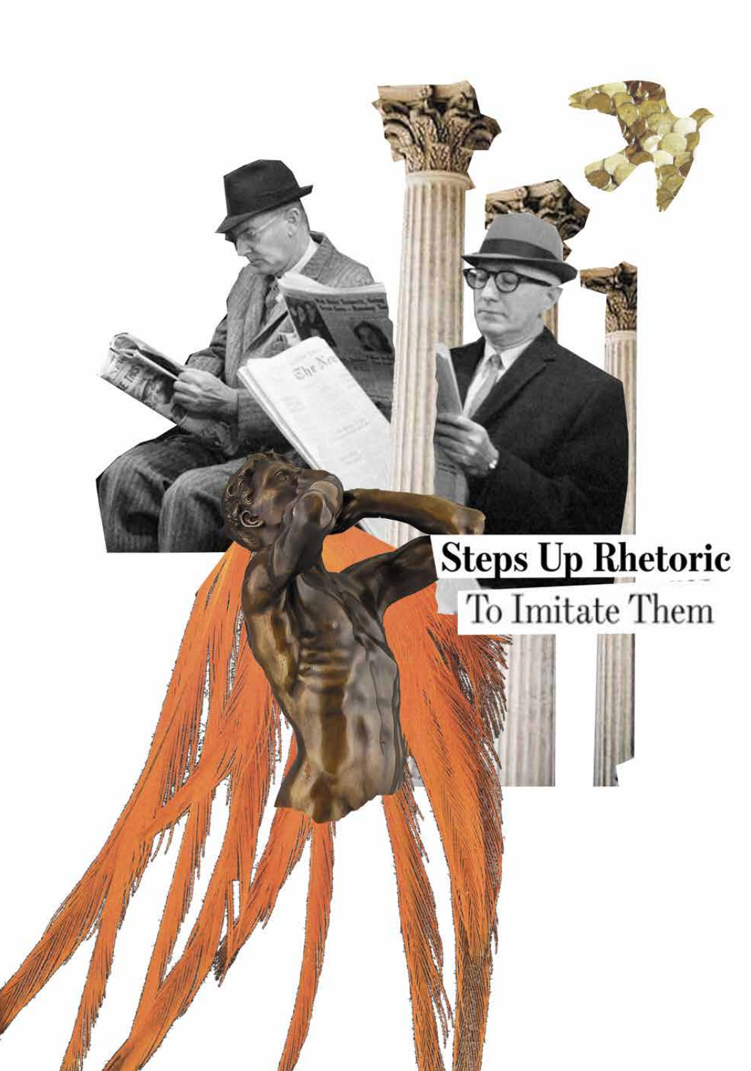**Steps Up Rhetoric**

To Imitate Them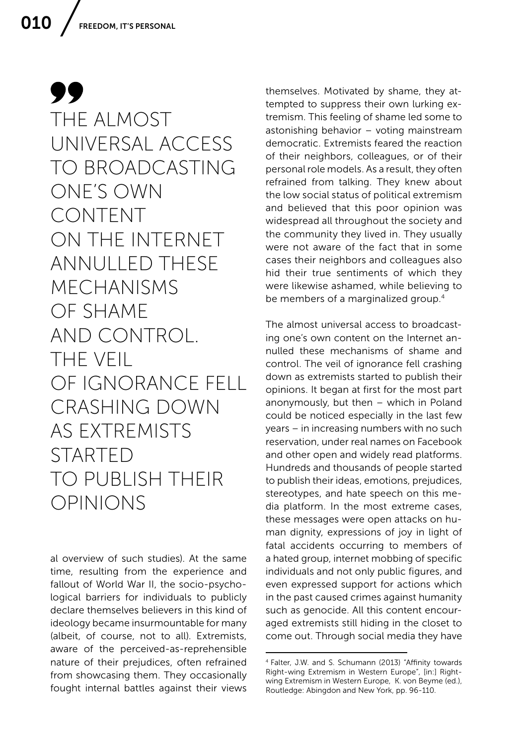> THE ALMOST UNIVERSAL ACCESS TO BROADCASTING ONE'S OWN CONTENT ON THE INTERNET ANNULLED THESE MECHANISMS OF SHAME AND CONTROL. THE VEIL OF IGNORANCE FELL CRASHING DOWN AS EXTREMISTS STARTED TO PUBLISH THEIR OPINIONS

al overview of such studies). At the same time, resulting from the experience and fallout of World War II, the socio-psychological barriers for individuals to publicly declare themselves believers in this kind of ideology became insurmountable for many (albeit, of course, not to all). Extremists, aware of the perceived-as-reprehensible nature of their prejudices, often refrained from showcasing them. They occasionally fought internal battles against their views themselves. Motivated by shame, they attempted to suppress their own lurking extremism. This feeling of shame led some to astonishing behavior – voting mainstream democratic. Extremists feared the reaction of their neighbors, colleagues, or of their personal role models. As a result, they often refrained from talking. They knew about the low social status of political extremism and believed that this poor opinion was widespread all throughout the society and the community they lived in. They usually were not aware of the fact that in some cases their neighbors and colleagues also hid their true sentiments of which they were likewise ashamed, while believing to be members of a marginalized group.[4]

The almost universal access to broadcasting one's own content on the Internet annulled these mechanisms of shame and control. The veil of ignorance fell crashing down as extremists started to publish their opinions. It began at first for the most part anonymously, but then – which in Poland could be noticed especially in the last few years – in increasing numbers with no such reservation, under real names on Facebook and other open and widely read platforms. Hundreds and thousands of people started to publish their ideas, emotions, prejudices, stereotypes, and hate speech on this media platform. In the most extreme cases, these messages were open attacks on human dignity, expressions of joy in light of fatal accidents occurring to members of a hated group, internet mobbing of specific individuals and not only public figures, and even expressed support for actions which in the past caused crimes against humanity such as genocide. All this content encouraged extremists still hiding in the closet to come out. Through social media they have

---

[4] Falter, J.W. and S. Schumann (2013) "Affinity towards Right-wing Extremism in Western Europe", [in:] Right-wing Extremism in Western Europe, K. von Beyme (ed.), Routledge: Abingdon and New York, pp. 96-110.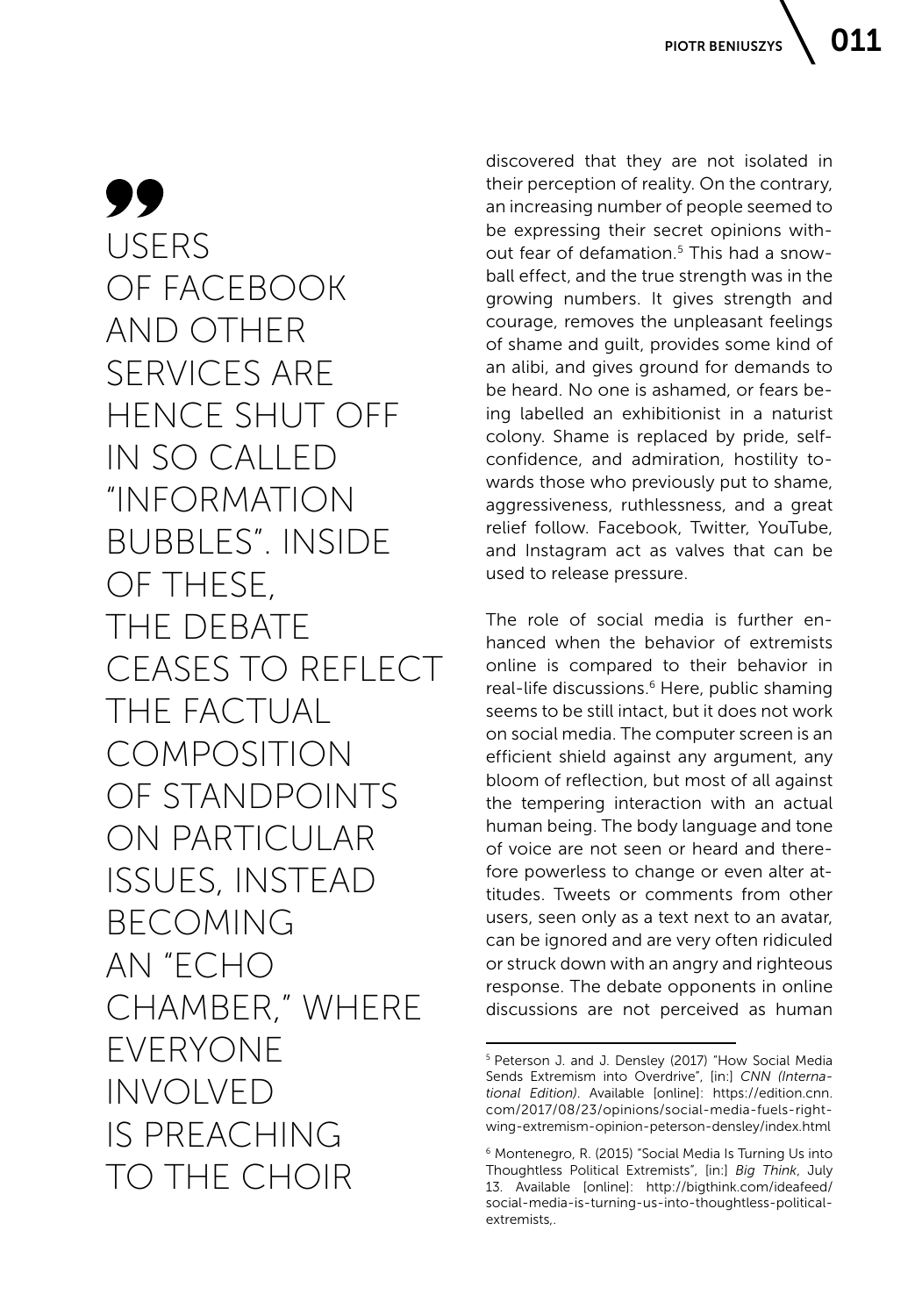> USERS OF FACEBOOK AND OTHER SERVICES ARE HENCE SHUT OFF IN SO CALLED "INFORMATION BUBBLES". INSIDE OF THESE, THE DEBATE CEASES TO REFLECT THE FACTUAL COMPOSITION OF STANDPOINTS ON PARTICULAR ISSUES, INSTEAD BECOMING AN "ECHO CHAMBER," WHERE EVERYONE INVOLVED IS PREACHING TO THE CHOIR

discovered that they are not isolated in their perception of reality. On the contrary, an increasing number of people seemed to be expressing their secret opinions without fear of defamation.[5] This had a snowball effect, and the true strength was in the growing numbers. It gives strength and courage, removes the unpleasant feelings of shame and guilt, provides some kind of an alibi, and gives ground for demands to be heard. No one is ashamed, or fears being labelled an exhibitionist in a naturist colony. Shame is replaced by pride, self-confidence, and admiration, hostility towards those who previously put to shame, aggressiveness, ruthlessness, and a great relief follow. Facebook, Twitter, YouTube, and Instagram act as valves that can be used to release pressure.

The role of social media is further enhanced when the behavior of extremists online is compared to their behavior in real-life discussions.[6] Here, public shaming seems to be still intact, but it does not work on social media. The computer screen is an efficient shield against any argument, any bloom of reflection, but most of all against the tempering interaction with an actual human being. The body language and tone of voice are not seen or heard and therefore powerless to change or even alter attitudes. Tweets or comments from other users, seen only as a text next to an avatar, can be ignored and are very often ridiculed or struck down with an angry and righteous response. The debate opponents in online discussions are not perceived as human

---

[5] Peterson J. and J. Densley (2017) "How Social Media Sends Extremism into Overdrive", [in:] *CNN (International Edition)*. Available [online]: https://edition.cnn.com/2017/08/23/opinions/social-media-fuels-right-wing-extremism-opinion-peterson-densley/index.html

[6] Montenegro, R. (2015) "Social Media Is Turning Us into Thoughtless Political Extremists", [in:] *Big Think*, July 13. Available [online]: http://bigthink.com/ideafeed/social-media-is-turning-us-into-thoughtless-political-extremists,.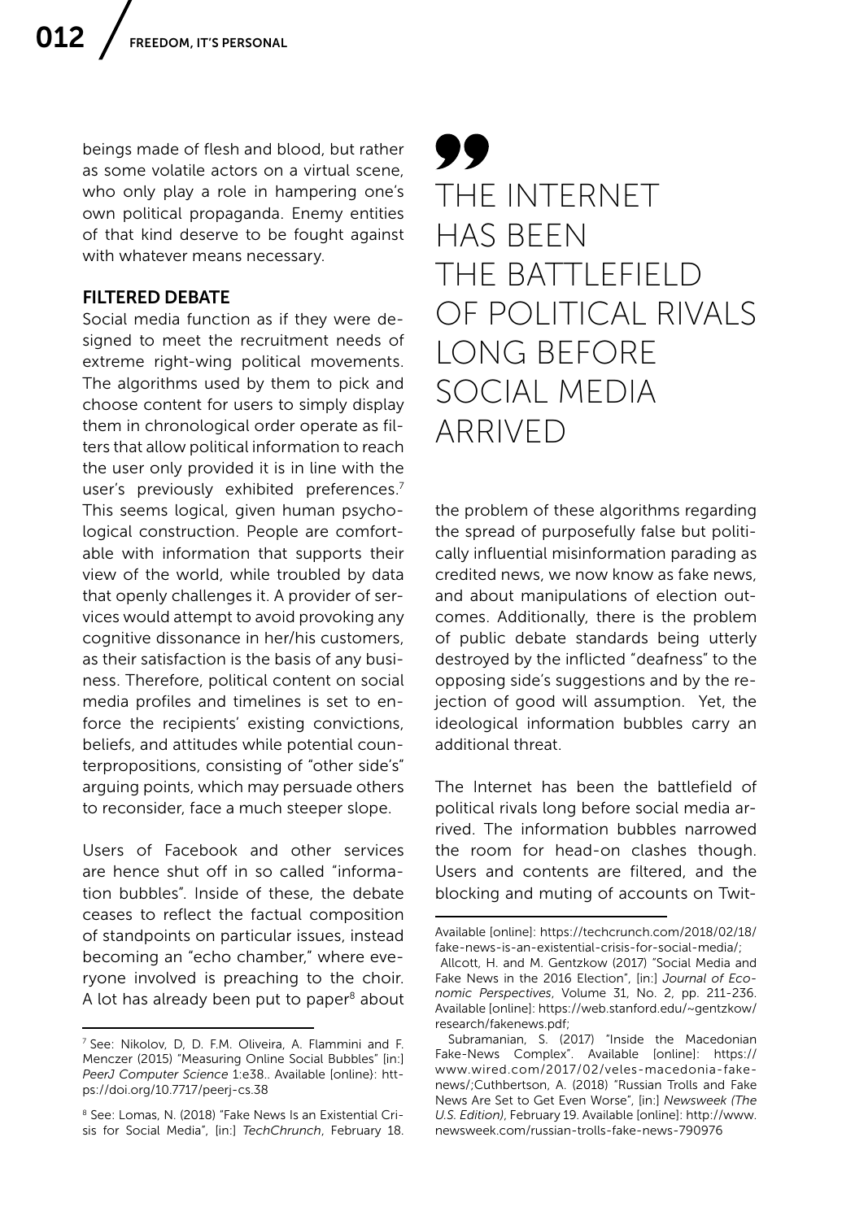beings made of flesh and blood, but rather as some volatile actors on a virtual scene, who only play a role in hampering one's own political propaganda. Enemy entities of that kind deserve to be fought against with whatever means necessary.

## FILTERED DEBATE

Social media function as if they were designed to meet the recruitment needs of extreme right-wing political movements. The algorithms used by them to pick and choose content for users to simply display them in chronological order operate as filters that allow political information to reach the user only provided it is in line with the user's previously exhibited preferences.[7] This seems logical, given human psychological construction. People are comfortable with information that supports their view of the world, while troubled by data that openly challenges it. A provider of services would attempt to avoid provoking any cognitive dissonance in her/his customers, as their satisfaction is the basis of any business. Therefore, political content on social media profiles and timelines is set to enforce the recipients' existing convictions, beliefs, and attitudes while potential counterpropositions, consisting of "other side's" arguing points, which may persuade others to reconsider, face a much steeper slope.

Users of Facebook and other services are hence shut off in so called "information bubbles". Inside of these, the debate ceases to reflect the factual composition of standpoints on particular issues, instead becoming an "echo chamber," where everyone involved is preaching to the choir. A lot has already been put to paper[8] about the problem of these algorithms regarding the spread of purposefully false but politically influential misinformation parading as credited news, we now know as fake news, and about manipulations of election outcomes. Additionally, there is the problem of public debate standards being utterly destroyed by the inflicted "deafness" to the opposing side's suggestions and by the rejection of good will assumption. Yet, the ideological information bubbles carry an additional threat.

> THE INTERNET HAS BEEN THE BATTLEFIELD OF POLITICAL RIVALS LONG BEFORE SOCIAL MEDIA ARRIVED

The Internet has been the battlefield of political rivals long before social media arrived. The information bubbles narrowed the room for head-on clashes though. Users and contents are filtered, and the blocking and muting of accounts on Twit-

---

[7] See: Nikolov, D, D. F.M. Oliveira, A. Flammini and F. Menczer (2015) "Measuring Online Social Bubbles" [in:] *PeerJ Computer Science* 1:e38.. Available [online]: https://doi.org/10.7717/peerj-cs.38

[8] See: Lomas, N. (2018) "Fake News Is an Existential Crisis for Social Media", [in:] *TechChrunch*, February 18. Available [online]: https://techcrunch.com/2018/02/18/fake-news-is-an-existential-crisis-for-social-media/; Allcott, H. and M. Gentzkow (2017) "Social Media and Fake News in the 2016 Election", [in:] *Journal of Economic Perspectives*, Volume 31, No. 2, pp. 211-236. Available [online]: https://web.stanford.edu/~gentzkow/research/fakenews.pdf; Subramanian, S. (2017) "Inside the Macedonian Fake-News Complex". Available [online]: https://www.wired.com/2017/02/veles-macedonia-fake-news/;Cuthbertson, A. (2018) "Russian Trolls and Fake News Are Set to Get Even Worse", [in:] *Newsweek (The U.S. Edition)*, February 19. Available [online]: http://www.newsweek.com/russian-trolls-fake-news-790976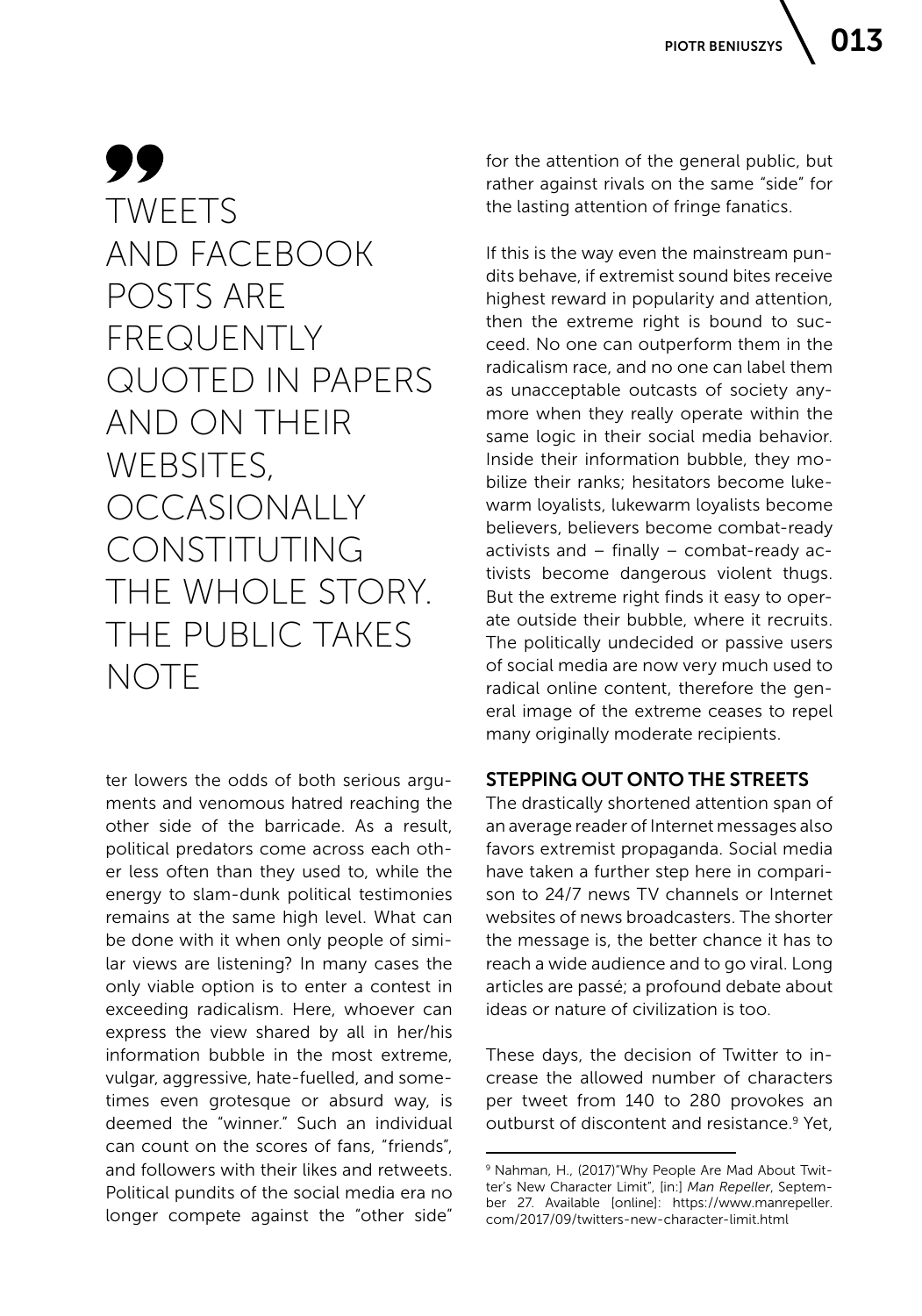> TWEETS AND FACEBOOK POSTS ARE FREQUENTLY QUOTED IN PAPERS AND ON THEIR WEBSITES, OCCASIONALLY CONSTITUTING THE WHOLE STORY. THE PUBLIC TAKES NOTE

ter lowers the odds of both serious arguments and venomous hatred reaching the other side of the barricade. As a result, political predators come across each other less often than they used to, while the energy to slam-dunk political testimonies remains at the same high level. What can be done with it when only people of similar views are listening? In many cases the only viable option is to enter a contest in exceeding radicalism. Here, whoever can express the view shared by all in her/his information bubble in the most extreme, vulgar, aggressive, hate-fuelled, and sometimes even grotesque or absurd way, is deemed the "winner." Such an individual can count on the scores of fans, "friends", and followers with their likes and retweets. Political pundits of the social media era no longer compete against the "other side" for the attention of the general public, but rather against rivals on the same "side" for the lasting attention of fringe fanatics.

If this is the way even the mainstream pundits behave, if extremist sound bites receive highest reward in popularity and attention, then the extreme right is bound to succeed. No one can outperform them in the radicalism race, and no one can label them as unacceptable outcasts of society anymore when they really operate within the same logic in their social media behavior. Inside their information bubble, they mobilize their ranks; hesitators become lukewarm loyalists, lukewarm loyalists become believers, believers become combat-ready activists and – finally – combat-ready activists become dangerous violent thugs. But the extreme right finds it easy to operate outside their bubble, where it recruits. The politically undecided or passive users of social media are now very much used to radical online content, therefore the general image of the extreme ceases to repel many originally moderate recipients.

## STEPPING OUT ONTO THE STREETS

The drastically shortened attention span of an average reader of Internet messages also favors extremist propaganda. Social media have taken a further step here in comparison to 24/7 news TV channels or Internet websites of news broadcasters. The shorter the message is, the better chance it has to reach a wide audience and to go viral. Long articles are passé; a profound debate about ideas or nature of civilization is too.

These days, the decision of Twitter to increase the allowed number of characters per tweet from 140 to 280 provokes an outburst of discontent and resistance.[9] Yet,

---

[9] Nahman, H., (2017)"Why People Are Mad About Twitter's New Character Limit", [in:] *Man Repeller*, September 27. Available [online]: https://www.manrepeller.com/2017/09/twitters-new-character-limit.html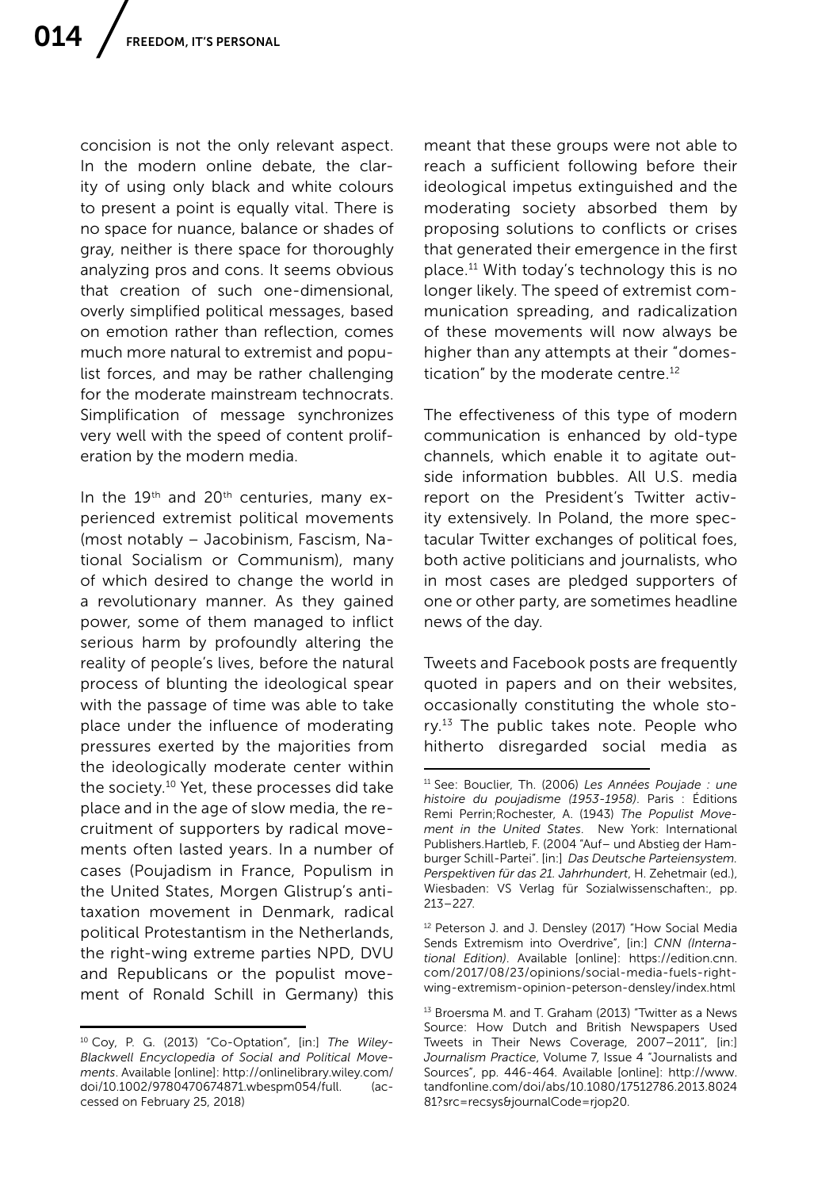concision is not the only relevant aspect. In the modern online debate, the clarity of using only black and white colours to present a point is equally vital. There is no space for nuance, balance or shades of gray, neither is there space for thoroughly analyzing pros and cons. It seems obvious that creation of such one-dimensional, overly simplified political messages, based on emotion rather than reflection, comes much more natural to extremist and populist forces, and may be rather challenging for the moderate mainstream technocrats. Simplification of message synchronizes very well with the speed of content proliferation by the modern media.

In the 19th and 20th centuries, many experienced extremist political movements (most notably – Jacobinism, Fascism, National Socialism or Communism), many of which desired to change the world in a revolutionary manner. As they gained power, some of them managed to inflict serious harm by profoundly altering the reality of people's lives, before the natural process of blunting the ideological spear with the passage of time was able to take place under the influence of moderating pressures exerted by the majorities from the ideologically moderate center within the society.[10] Yet, these processes did take place and in the age of slow media, the recruitment of supporters by radical movements often lasted years. In a number of cases (Poujadism in France, Populism in the United States, Morgen Glistrup's anti-taxation movement in Denmark, radical political Protestantism in the Netherlands, the right-wing extreme parties NPD, DVU and Republicans or the populist movement of Ronald Schill in Germany) this meant that these groups were not able to reach a sufficient following before their ideological impetus extinguished and the moderating society absorbed them by proposing solutions to conflicts or crises that generated their emergence in the first place.[11] With today's technology this is no longer likely. The speed of extremist communication spreading, and radicalization of these movements will now always be higher than any attempts at their "domestication" by the moderate centre.[12]

The effectiveness of this type of modern communication is enhanced by old-type channels, which enable it to agitate outside information bubbles. All U.S. media report on the President's Twitter activity extensively. In Poland, the more spectacular Twitter exchanges of political foes, both active politicians and journalists, who in most cases are pledged supporters of one or other party, are sometimes headline news of the day.

Tweets and Facebook posts are frequently quoted in papers and on their websites, occasionally constituting the whole story.[13] The public takes note. People who hitherto disregarded social media as

---

[10] Coy, P. G. (2013) "Co-Optation", [in:] *The Wiley-Blackwell Encyclopedia of Social and Political Movements*. Available [online]: http://onlinelibrary.wiley.com/doi/10.1002/9780470674871.wbespm054/full. (accessed on February 25, 2018)

[11] See: Bouclier, Th. (2006) *Les Années Poujade : une histoire du poujadisme (1953-1958)*. Paris : Éditions Remi Perrin;Rochester, A. (1943) *The Populist Movement in the United States*. New York: International Publishers.Hartleb, F. (2004 "Auf– und Abstieg der Hamburger Schill-Partei". [in:] *Das Deutsche Parteiensystem. Perspektiven für das 21. Jahrhundert*, H. Zehetmair (ed.), Wiesbaden: VS Verlag für Sozialwissenschaften:, pp. 213–227.

[12] Peterson J. and J. Densley (2017) "How Social Media Sends Extremism into Overdrive", [in:] *CNN (International Edition)*. Available [online]: https://edition.cnn.com/2017/08/23/opinions/social-media-fuels-right-wing-extremism-opinion-peterson-densley/index.html

[13] Broersma M. and T. Graham (2013) "Twitter as a News Source: How Dutch and British Newspapers Used Tweets in Their News Coverage, 2007–2011", [in:] *Journalism Practice*, Volume 7, Issue 4 "Journalists and Sources", pp. 446-464. Available [online]: http://www.tandfonline.com/doi/abs/10.1080/17512786.2013.802481?src=recsys&journalCode=rjop20.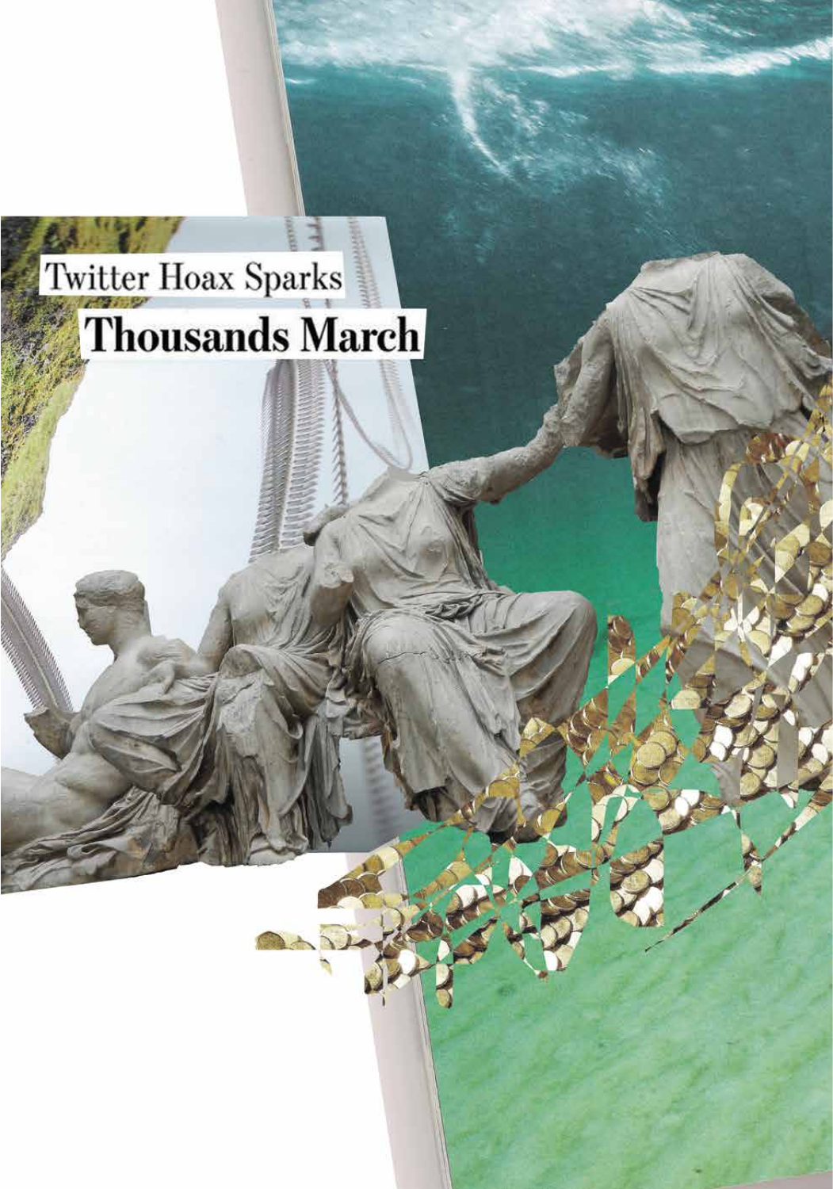Twitter Hoax Sparks

**Thousands March**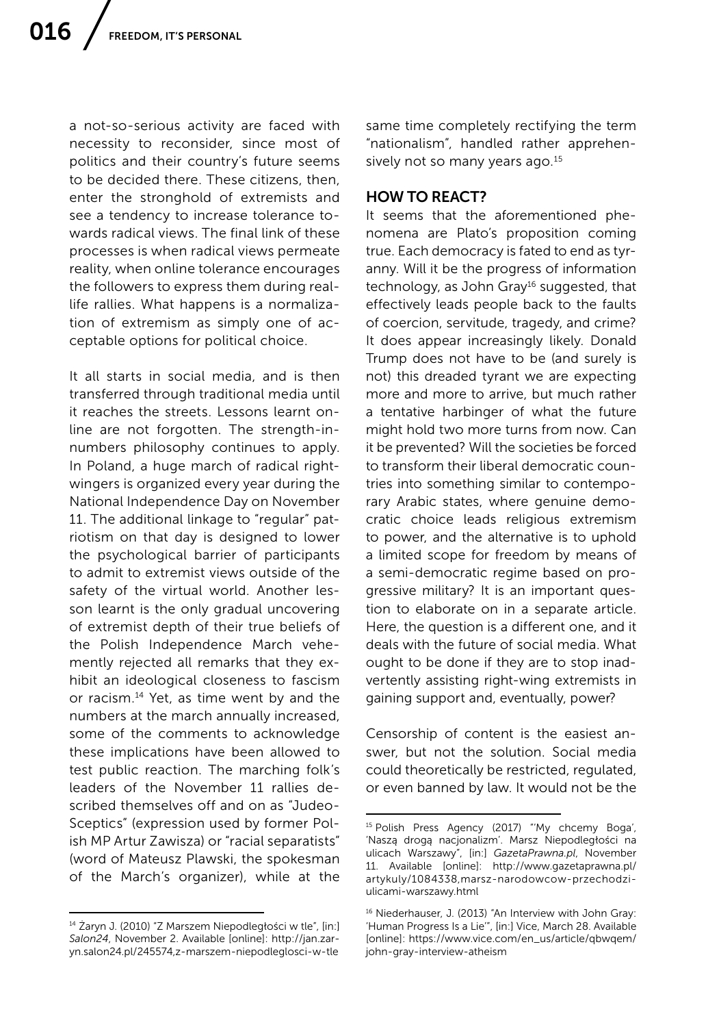a not-so-serious activity are faced with necessity to reconsider, since most of politics and their country's future seems to be decided there. These citizens, then, enter the stronghold of extremists and see a tendency to increase tolerance towards radical views. The final link of these processes is when radical views permeate reality, when online tolerance encourages the followers to express them during real-life rallies. What happens is a normalization of extremism as simply one of acceptable options for political choice.

It all starts in social media, and is then transferred through traditional media until it reaches the streets. Lessons learnt online are not forgotten. The strength-in-numbers philosophy continues to apply. In Poland, a huge march of radical right-wingers is organized every year during the National Independence Day on November 11. The additional linkage to "regular" patriotism on that day is designed to lower the psychological barrier of participants to admit to extremist views outside of the safety of the virtual world. Another lesson learnt is the only gradual uncovering of extremist depth of their true beliefs of the Polish Independence March vehemently rejected all remarks that they exhibit an ideological closeness to fascism or racism.[14] Yet, as time went by and the numbers at the march annually increased, some of the comments to acknowledge these implications have been allowed to test public reaction. The marching folk's leaders of the November 11 rallies described themselves off and on as "Judeo-Sceptics" (expression used by former Polish MP Artur Zawisza) or "racial separatists" (word of Mateusz Plawski, the spokesman of the March's organizer), while at the same time completely rectifying the term "nationalism", handled rather apprehensively not so many years ago.[15]

## HOW TO REACT?

It seems that the aforementioned phenomena are Plato's proposition coming true. Each democracy is fated to end as tyranny. Will it be the progress of information technology, as John Gray[16] suggested, that effectively leads people back to the faults of coercion, servitude, tragedy, and crime? It does appear increasingly likely. Donald Trump does not have to be (and surely is not) this dreaded tyrant we are expecting more and more to arrive, but much rather a tentative harbinger of what the future might hold two more turns from now. Can it be prevented? Will the societies be forced to transform their liberal democratic countries into something similar to contemporary Arabic states, where genuine democratic choice leads religious extremism to power, and the alternative is to uphold a limited scope for freedom by means of a semi-democratic regime based on progressive military? It is an important question to elaborate on in a separate article. Here, the question is a different one, and it deals with the future of social media. What ought to be done if they are to stop inadvertently assisting right-wing extremists in gaining support and, eventually, power?

Censorship of content is the easiest answer, but not the solution. Social media could theoretically be restricted, regulated, or even banned by law. It would not be the

---

[14] Żaryn J. (2010) "Z Marszem Niepodległości w tle", [in:] *Salon24*, November 2. Available [online]: http://jan.zaryn.salon24.pl/245574,z-marszem-niepodleglosci-w-tle

[15] Polish Press Agency (2017) "'My chcemy Boga', 'Naszą drogą nacjonalizm'. Marsz Niepodległości na ulicach Warszawy", [in:] *GazetaPrawna.pl*, November 11. Available [online]: http://www.gazetaprawna.pl/artykuly/1084338,marsz-narodowcow-przechodzi-ulicami-warszawy.html

[16] Niederhauser, J. (2013) "An Interview with John Gray: 'Human Progress Is a Lie'", [in:] Vice, March 28. Available [online]: https://www.vice.com/en_us/article/qbwqem/john-gray-interview-atheism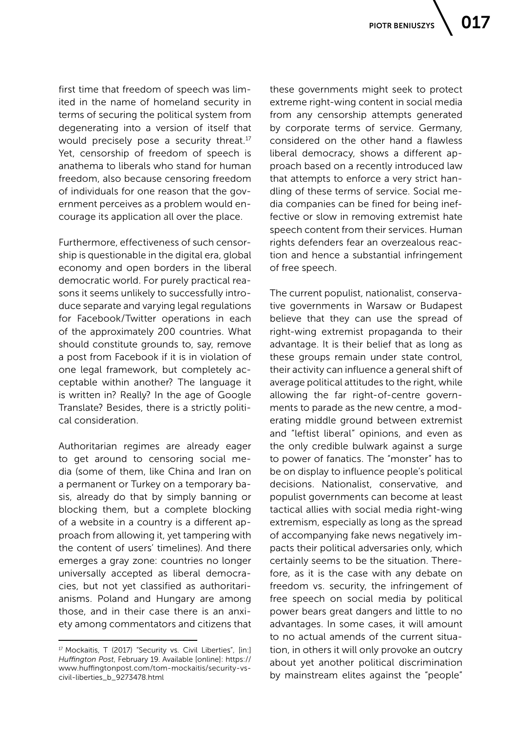first time that freedom of speech was limited in the name of homeland security in terms of securing the political system from degenerating into a version of itself that would precisely pose a security threat.[17] Yet, censorship of freedom of speech is anathema to liberals who stand for human freedom, also because censoring freedom of individuals for one reason that the government perceives as a problem would encourage its application all over the place.

Furthermore, effectiveness of such censorship is questionable in the digital era, global economy and open borders in the liberal democratic world. For purely practical reasons it seems unlikely to successfully introduce separate and varying legal regulations for Facebook/Twitter operations in each of the approximately 200 countries. What should constitute grounds to, say, remove a post from Facebook if it is in violation of one legal framework, but completely acceptable within another? The language it is written in? Really? In the age of Google Translate? Besides, there is a strictly political consideration.

Authoritarian regimes are already eager to get around to censoring social media (some of them, like China and Iran on a permanent or Turkey on a temporary basis, already do that by simply banning or blocking them, but a complete blocking of a website in a country is a different approach from allowing it, yet tampering with the content of users' timelines). And there emerges a gray zone: countries no longer universally accepted as liberal democracies, but not yet classified as authoritarianisms. Poland and Hungary are among those, and in their case there is an anxiety among commentators and citizens that these governments might seek to protect extreme right-wing content in social media from any censorship attempts generated by corporate terms of service. Germany, considered on the other hand a flawless liberal democracy, shows a different approach based on a recently introduced law that attempts to enforce a very strict handling of these terms of service. Social media companies can be fined for being ineffective or slow in removing extremist hate speech content from their services. Human rights defenders fear an overzealous reaction and hence a substantial infringement of free speech.

The current populist, nationalist, conservative governments in Warsaw or Budapest believe that they can use the spread of right-wing extremist propaganda to their advantage. It is their belief that as long as these groups remain under state control, their activity can influence a general shift of average political attitudes to the right, while allowing the far right-of-centre governments to parade as the new centre, a moderating middle ground between extremist and "leftist liberal" opinions, and even as the only credible bulwark against a surge to power of fanatics. The "monster" has to be on display to influence people's political decisions. Nationalist, conservative, and populist governments can become at least tactical allies with social media right-wing extremism, especially as long as the spread of accompanying fake news negatively impacts their political adversaries only, which certainly seems to be the situation. Therefore, as it is the case with any debate on freedom vs. security, the infringement of free speech on social media by political power bears great dangers and little to no advantages. In some cases, it will amount to no actual amends of the current situation, in others it will only provoke an outcry about yet another political discrimination by mainstream elites against the "people"

---

[17] Mockaitis, T (2017) "Security vs. Civil Liberties", [in:] *Huffington Post*, February 19. Available [online]: https://www.huffingtonpost.com/tom-mockaitis/security-vs-civil-liberties_b_9273478.html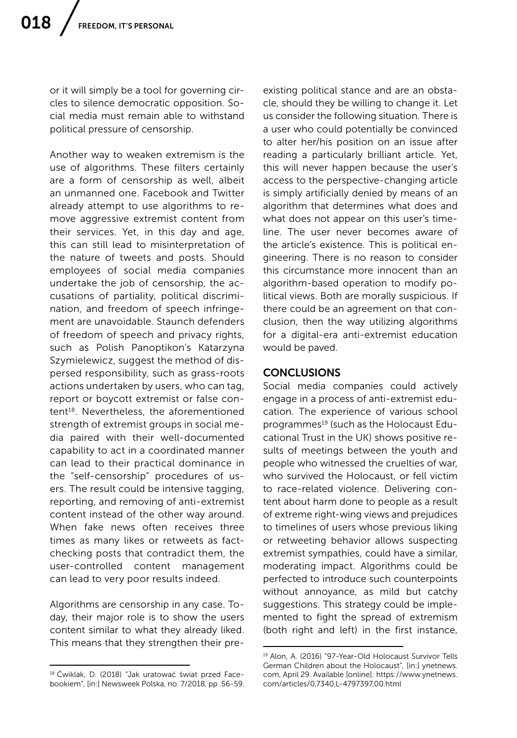or it will simply be a tool for governing circles to silence democratic opposition. Social media must remain able to withstand political pressure of censorship.

Another way to weaken extremism is the use of algorithms. These filters certainly are a form of censorship as well, albeit an unmanned one. Facebook and Twitter already attempt to use algorithms to remove aggressive extremist content from their services. Yet, in this day and age, this can still lead to misinterpretation of the nature of tweets and posts. Should employees of social media companies undertake the job of censorship, the accusations of partiality, political discrimination, and freedom of speech infringement are unavoidable. Staunch defenders of freedom of speech and privacy rights, such as Polish Panoptikon's Katarzyna Szymielewicz, suggest the method of dispersed responsibility, such as grass-roots actions undertaken by users, who can tag, report or boycott extremist or false content[18]. Nevertheless, the aforementioned strength of extremist groups in social media paired with their well-documented capability to act in a coordinated manner can lead to their practical dominance in the "self-censorship" procedures of users. The result could be intensive tagging, reporting, and removing of anti-extremist content instead of the other way around. When fake news often receives three times as many likes or retweets as fact-checking posts that contradict them, the user-controlled content management can lead to very poor results indeed.

Algorithms are censorship in any case. Today, their major role is to show the users content similar to what they already liked. This means that they strengthen their pre-existing political stance and are an obstacle, should they be willing to change it. Let us consider the following situation. There is a user who could potentially be convinced to alter her/his position on an issue after reading a particularly brilliant article. Yet, this will never happen because the user's access to the perspective-changing article is simply artificially denied by means of an algorithm that determines what does and what does not appear on this user's timeline. The user never becomes aware of the article's existence. This is political engineering. There is no reason to consider this circumstance more innocent than an algorithm-based operation to modify political views. Both are morally suspicious. If there could be an agreement on that conclusion, then the way utilizing algorithms for a digital-era anti-extremist education would be paved.

## CONCLUSIONS

Social media companies could actively engage in a process of anti-extremist education. The experience of various school programmes[19] (such as the Holocaust Educational Trust in the UK) shows positive results of meetings between the youth and people who witnessed the cruelties of war, who survived the Holocaust, or fell victim to race-related violence. Delivering content about harm done to people as a result of extreme right-wing views and prejudices to timelines of users whose previous liking or retweeting behavior allows suspecting extremist sympathies, could have a similar, moderating impact. Algorithms could be perfected to introduce such counterpoints without annoyance, as mild but catchy suggestions. This strategy could be implemented to fight the spread of extremism (both right and left) in the first instance,

---

[18] Ćwiklak, D. (2018) "Jak uratować świat przed Facebookiem", [in:] Newsweek Polska, no. 7/2018, pp .56-59.

[19] Alon, A. (2016) "97-Year-Old Holocaust Survivor Tells German Children about the Holocaust", [in:] ynetnews.com, April 29. Available [online]: https://www.ynetnews.com/articles/0,7340,L-4797397,00.html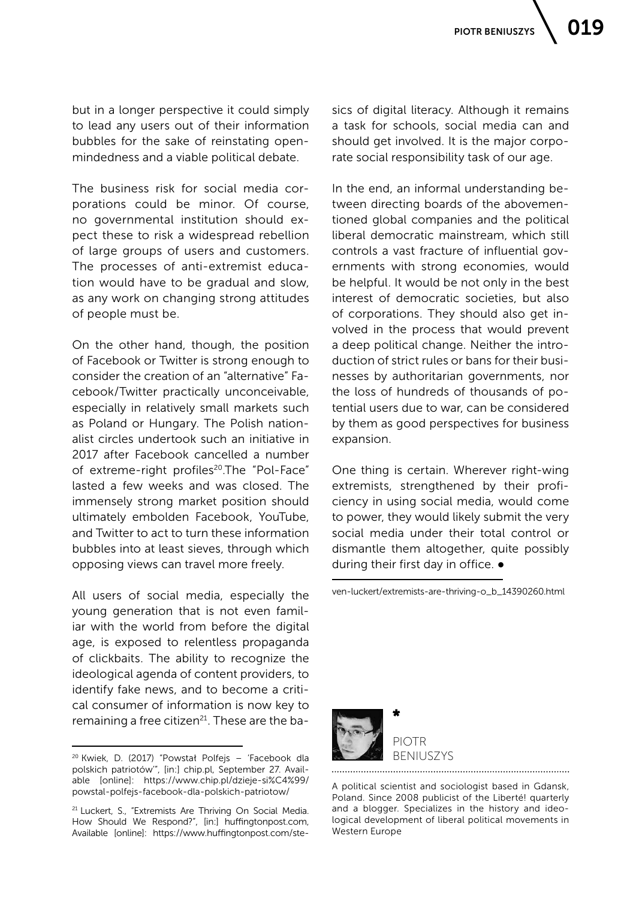but in a longer perspective it could simply to lead any users out of their information bubbles for the sake of reinstating open-mindedness and a viable political debate.

The business risk for social media corporations could be minor. Of course, no governmental institution should expect these to risk a widespread rebellion of large groups of users and customers. The processes of anti-extremist education would have to be gradual and slow, as any work on changing strong attitudes of people must be.

On the other hand, though, the position of Facebook or Twitter is strong enough to consider the creation of an "alternative" Facebook/Twitter practically unconceivable, especially in relatively small markets such as Poland or Hungary. The Polish nationalist circles undertook such an initiative in 2017 after Facebook cancelled a number of extreme-right profiles[20].The "Pol-Face" lasted a few weeks and was closed. The immensely strong market position should ultimately embolden Facebook, YouTube, and Twitter to act to turn these information bubbles into at least sieves, through which opposing views can travel more freely.

All users of social media, especially the young generation that is not even familiar with the world from before the digital age, is exposed to relentless propaganda of clickbaits. The ability to recognize the ideological agenda of content providers, to identify fake news, and to become a critical consumer of information is now key to remaining a free citizen[21]. These are the basics of digital literacy. Although it remains a task for schools, social media can and should get involved. It is the major corporate social responsibility task of our age.

In the end, an informal understanding between directing boards of the abovementioned global companies and the political liberal democratic mainstream, which still controls a vast fracture of influential governments with strong economies, would be helpful. It would be not only in the best interest of democratic societies, but also of corporations. They should also get involved in the process that would prevent a deep political change. Neither the introduction of strict rules or bans for their businesses by authoritarian governments, nor the loss of hundreds of thousands of potential users due to war, can be considered by them as good perspectives for business expansion.

One thing is certain. Wherever right-wing extremists, strengthened by their proficiency in using social media, would come to power, they would likely submit the very social media under their total control or dismantle them altogether, quite possibly during their first day in office. ●

---

[20] Kwiek, D. (2017) "Powstał Polfejs – 'Facebook dla polskich patriotów'", [in:] chip.pl, September 27. Available [online]: https://www.chip.pl/dzieje-si%C4%99/powstal-polfejs-facebook-dla-polskich-patriotow/

[21] Luckert, S., "Extremists Are Thriving On Social Media. How Should We Respond?", [in:] huffingtonpost.com, Available [online]: https://www.huffingtonpost.com/steven-luckert/extremists-are-thriving-o_b_14390260.html

---

*

PIOTR BENIUSZYS

A political scientist and sociologist based in Gdansk, Poland. Since 2008 publicist of the Liberté! quarterly and a blogger. Specializes in the history and ideological development of liberal political movements in Western Europe